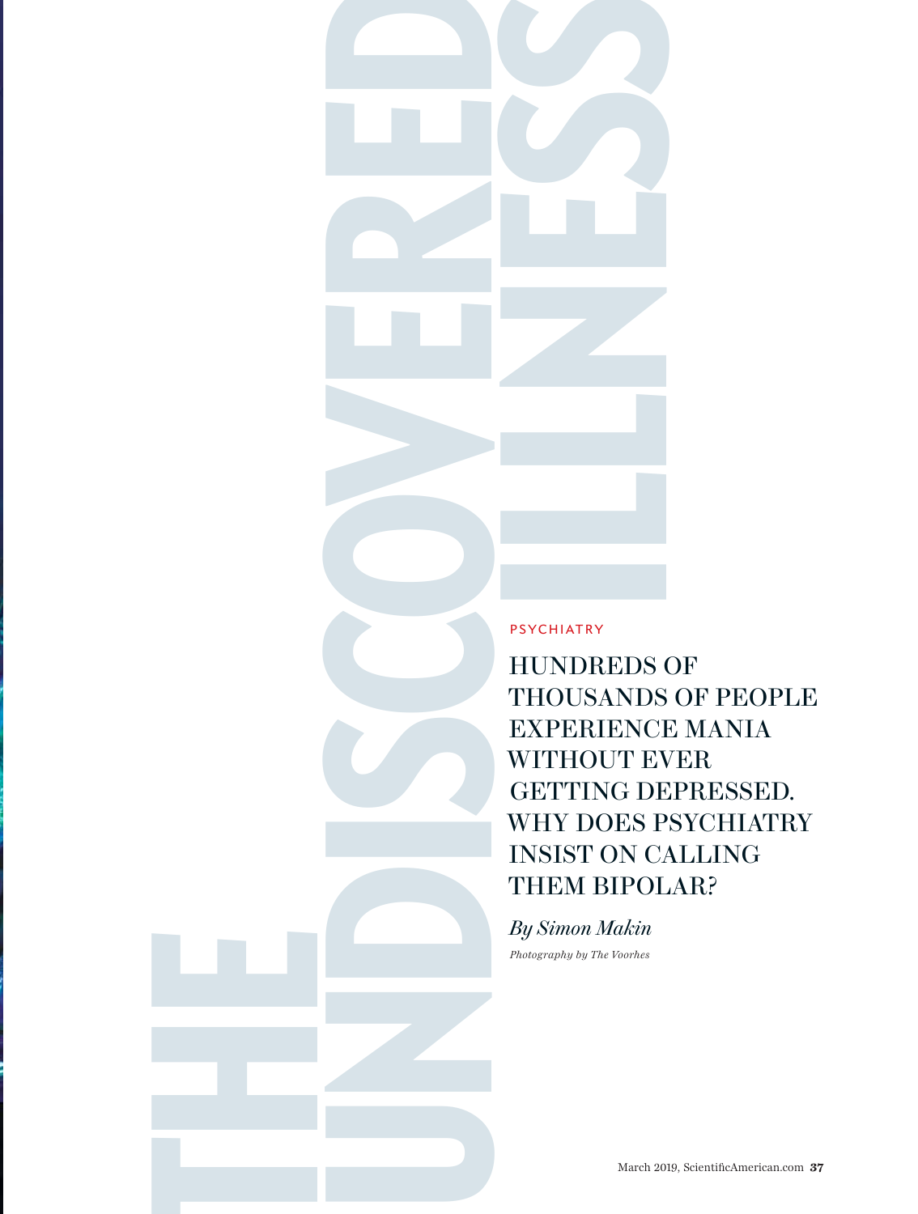# THE UNDISCOVERED ILLNESS

PSYCHIATRY

## HUNDREDS OF THOUSANDS OF PEOPLE EXPERIENCE MANIA WITHOUT EVER GETTING DEPRESSED. WHY DOES PSYCHIATRY INSIST ON CALLING THEM BIPOLAR?

*By Simon Makin*

*Photography by The Voorhes*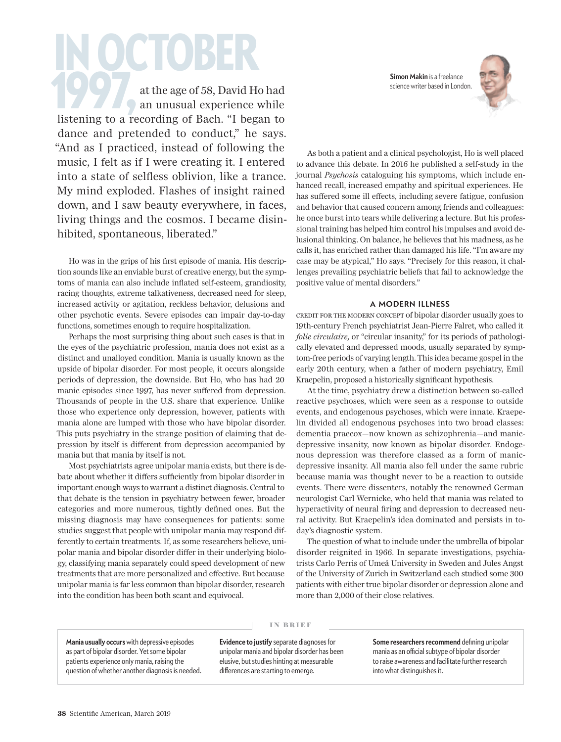**IN OCTOBER 1997,** at the age of 58, David Ho had an unusual experience while listening to a recording of Bach. "I began to dance and pretended to conduct," he says. "And as I practiced, instead of following the music, I felt as if I were creating it. I entered into a state of selfless oblivion, like a trance. My mind exploded. Flashes of insight rained down, and I saw beauty everywhere, in faces, living things and the cosmos. I became disinhibited, spontaneous, liberated."

**Simon Makin** is a freelance science writer based in London.

Ho was in the grips of his first episode of mania. His description sounds like an enviable burst of creative energy, but the symptoms of mania can also include inflated self-esteem, grandiosity, racing thoughts, extreme talkativeness, decreased need for sleep, increased activity or agitation, reckless behavior, delusions and other psychotic events. Severe episodes can impair day-to-day functions, sometimes enough to require hospitalization.

Perhaps the most surprising thing about such cases is that in the eyes of the psychiatric profession, mania does not exist as a distinct and unalloyed condition. Mania is usually known as the upside of bipolar disorder. For most people, it occurs alongside periods of depression, the downside. But Ho, who has had 20 manic episodes since 1997, has never suffered from depression. Thousands of people in the U.S. share that experience. Unlike those who experience only depression, however, patients with mania alone are lumped with those who have bipolar disorder. This puts psychiatry in the strange position of claiming that depression by itself is different from depression accompanied by mania but that mania by itself is not.

Most psychiatrists agree unipolar mania exists, but there is debate about whether it differs sufficiently from bipolar disorder in important enough ways to warrant a distinct diagnosis. Central to that debate is the tension in psychiatry between fewer, broader categories and more numerous, tightly defined ones. But the missing diagnosis may have consequences for patients: some studies suggest that people with unipolar mania may respond differently to certain treatments. If, as some researchers believe, unipolar mania and bipolar disorder differ in their underlying biology, classifying mania separately could speed development of new treatments that are more personalized and effective. But because unipolar mania is far less common than bipolar disorder, research into the condition has been both scant and equivocal.

As both a patient and a clinical psychologist, Ho is well placed to advance this debate. In 2016 he published a self-study in the journal *Psychosis* cataloguing his symptoms, which include enhanced recall, increased empathy and spiritual experiences. He has suffered some ill effects, including severe fatigue, confusion and behavior that caused concern among friends and colleagues: he once burst into tears while delivering a lecture. But his professional training has helped him control his impulses and avoid delusional thinking. On balance, he believes that his madness, as he calls it, has enriched rather than damaged his life. "I'm aware my case may be atypical," Ho says. "Precisely for this reason, it challenges prevailing psychiatric beliefs that fail to acknowledge the positive value of mental disorders."

## A MODERN ILLNESS

CREDIT FOR THE MODERN CONCEPT of bipolar disorder usually goes to 19th-century French psychiatrist Jean-Pierre Falret, who called it *folie circulaire,* or "circular insanity," for its periods of pathologically elevated and depressed moods, usually separated by symptom-free periods of varying length. This idea became gospel in the early 20th century, when a father of modern psychiatry, Emil Kraepelin, proposed a historically significant hypothesis.

At the time, psychiatry drew a distinction between so-called reactive psychoses, which were seen as a response to outside events, and endogenous psychoses, which were innate. Kraepelin divided all endogenous psychoses into two broad classes: dementia praecox—now known as schizophrenia—and manic-depressive insanity, now known as bipolar disorder. Endogenous depression was therefore classed as a form of manic-depressive insanity. All mania also fell under the same rubric because mania was thought never to be a reaction to outside events. There were dissenters, notably the renowned German neurologist Carl Wernicke, who held that mania was related to hyperactivity of neural firing and depression to decreased neural activity. But Kraepelin's idea dominated and persists in today's diagnostic system.

The question of what to include under the umbrella of bipolar disorder reignited in 1966. In separate investigations, psychiatrists Carlo Perris of Umeå University in Sweden and Jules Angst of the University of Zurich in Switzerland each studied some 300 patients with either true bipolar disorder or depression alone and more than 2,000 of their close relatives.

### IN BRIEF

**Mania usually occurs** with depressive episodes as part of bipolar disorder. Yet some bipolar patients experience only mania, raising the question of whether another diagnosis is needed.

**Evidence to justify** separate diagnoses for unipolar mania and bipolar disorder has been elusive, but studies hinting at measurable differences are starting to emerge.

**Some researchers recommend** defining unipolar mania as an official subtype of bipolar disorder to raise awareness and facilitate further research into what distinguishes it.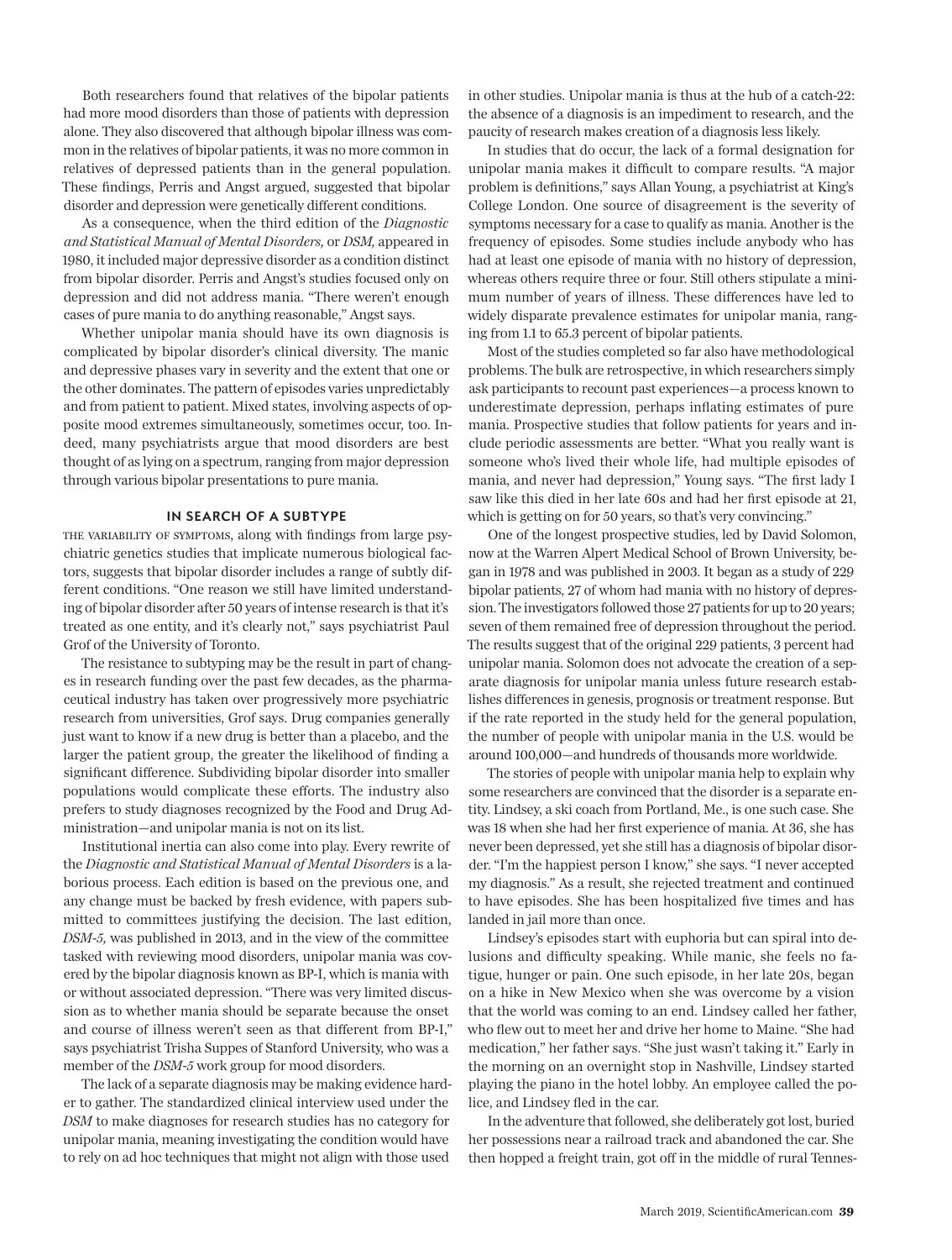Both researchers found that relatives of the bipolar patients had more mood disorders than those of patients with depression alone. They also discovered that although bipolar illness was common in the relatives of bipolar patients, it was no more common in relatives of depressed patients than in the general population. These findings, Perris and Angst argued, suggested that bipolar disorder and depression were genetically different conditions.

As a consequence, when the third edition of the *Diagnostic and Statistical Manual of Mental Disorders,* or *DSM,* appeared in 1980, it included major depressive disorder as a condition distinct from bipolar disorder. Perris and Angst's studies focused only on depression and did not address mania. "There weren't enough cases of pure mania to do anything reasonable," Angst says.

Whether unipolar mania should have its own diagnosis is complicated by bipolar disorder's clinical diversity. The manic and depressive phases vary in severity and the extent that one or the other dominates. The pattern of episodes varies unpredictably and from patient to patient. Mixed states, involving aspects of opposite mood extremes simultaneously, sometimes occur, too. Indeed, many psychiatrists argue that mood disorders are best thought of as lying on a spectrum, ranging from major depression through various bipolar presentations to pure mania.

## IN SEARCH OF A SUBTYPE

THE VARIABILITY OF SYMPTOMS, along with findings from large psychiatric genetics studies that implicate numerous biological factors, suggests that bipolar disorder includes a range of subtly different conditions. "One reason we still have limited understanding of bipolar disorder after 50 years of intense research is that it's treated as one entity, and it's clearly not," says psychiatrist Paul Grof of the University of Toronto.

The resistance to subtyping may be the result in part of changes in research funding over the past few decades, as the pharmaceutical industry has taken over progressively more psychiatric research from universities, Grof says. Drug companies generally just want to know if a new drug is better than a placebo, and the larger the patient group, the greater the likelihood of finding a significant difference. Subdividing bipolar disorder into smaller populations would complicate these efforts. The industry also prefers to study diagnoses recognized by the Food and Drug Administration—and unipolar mania is not on its list.

Institutional inertia can also come into play. Every rewrite of the *Diagnostic and Statistical Manual of Mental Disorders* is a laborious process. Each edition is based on the previous one, and any change must be backed by fresh evidence, with papers submitted to committees justifying the decision. The last edition, *DSM-5,* was published in 2013, and in the view of the committee tasked with reviewing mood disorders, unipolar mania was covered by the bipolar diagnosis known as BP-I, which is mania with or without associated depression. "There was very limited discussion as to whether mania should be separate because the onset and course of illness weren't seen as that different from BP-I," says psychiatrist Trisha Suppes of Stanford University, who was a member of the *DSM-5* work group for mood disorders.

The lack of a separate diagnosis may be making evidence harder to gather. The standardized clinical interview used under the *DSM* to make diagnoses for research studies has no category for unipolar mania, meaning investigating the condition would have to rely on ad hoc techniques that might not align with those used in other studies. Unipolar mania is thus at the hub of a catch-22: the absence of a diagnosis is an impediment to research, and the paucity of research makes creation of a diagnosis less likely.

In studies that do occur, the lack of a formal designation for unipolar mania makes it difficult to compare results. "A major problem is definitions," says Allan Young, a psychiatrist at King's College London. One source of disagreement is the severity of symptoms necessary for a case to qualify as mania. Another is the frequency of episodes. Some studies include anybody who has had at least one episode of mania with no history of depression, whereas others require three or four. Still others stipulate a minimum number of years of illness. These differences have led to widely disparate prevalence estimates for unipolar mania, ranging from 1.1 to 65.3 percent of bipolar patients.

Most of the studies completed so far also have methodological problems. The bulk are retrospective, in which researchers simply ask participants to recount past experiences—a process known to underestimate depression, perhaps inflating estimates of pure mania. Prospective studies that follow patients for years and include periodic assessments are better. "What you really want is someone who's lived their whole life, had multiple episodes of mania, and never had depression," Young says. "The first lady I saw like this died in her late 60s and had her first episode at 21, which is getting on for 50 years, so that's very convincing."

One of the longest prospective studies, led by David Solomon, now at the Warren Alpert Medical School of Brown University, began in 1978 and was published in 2003. It began as a study of 229 bipolar patients, 27 of whom had mania with no history of depression. The investigators followed those 27 patients for up to 20 years; seven of them remained free of depression throughout the period. The results suggest that of the original 229 patients, 3 percent had unipolar mania. Solomon does not advocate the creation of a separate diagnosis for unipolar mania unless future research establishes differences in genesis, prognosis or treatment response. But if the rate reported in the study held for the general population, the number of people with unipolar mania in the U.S. would be around 100,000—and hundreds of thousands more worldwide.

The stories of people with unipolar mania help to explain why some researchers are convinced that the disorder is a separate entity. Lindsey, a ski coach from Portland, Me., is one such case. She was 18 when she had her first experience of mania. At 36, she has never been depressed, yet she still has a diagnosis of bipolar disorder. "I'm the happiest person I know," she says. "I never accepted my diagnosis." As a result, she rejected treatment and continued to have episodes. She has been hospitalized five times and has landed in jail more than once.

Lindsey's episodes start with euphoria but can spiral into delusions and difficulty speaking. While manic, she feels no fatigue, hunger or pain. One such episode, in her late 20s, began on a hike in New Mexico when she was overcome by a vision that the world was coming to an end. Lindsey called her father, who flew out to meet her and drive her home to Maine. "She had medication," her father says. "She just wasn't taking it." Early in the morning on an overnight stop in Nashville, Lindsey started playing the piano in the hotel lobby. An employee called the police, and Lindsey fled in the car.

In the adventure that followed, she deliberately got lost, buried her possessions near a railroad track and abandoned the car. She then hopped a freight train, got off in the middle of rural Tennes-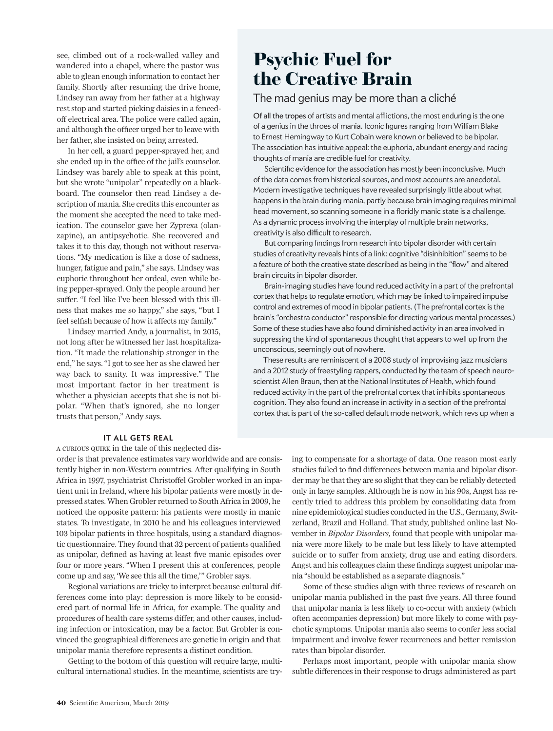see, climbed out of a rock-walled valley and wandered into a chapel, where the pastor was able to glean enough information to contact her family. Shortly after resuming the drive home, Lindsey ran away from her father at a highway rest stop and started picking daisies in a fenced-off electrical area. The police were called again, and although the officer urged her to leave with her father, she insisted on being arrested.

In her cell, a guard pepper-sprayed her, and she ended up in the office of the jail's counselor. Lindsey was barely able to speak at this point, but she wrote "unipolar" repeatedly on a blackboard. The counselor then read Lindsey a description of mania. She credits this encounter as the moment she accepted the need to take medication. The counselor gave her Zyprexa (olanzapine), an antipsychotic. She recovered and takes it to this day, though not without reservations. "My medication is like a dose of sadness, hunger, fatigue and pain," she says. Lindsey was euphoric throughout her ordeal, even while being pepper-sprayed. Only the people around her suffer. "I feel like I've been blessed with this illness that makes me so happy," she says, "but I feel selfish because of how it affects my family."

Lindsey married Andy, a journalist, in 2015, not long after he witnessed her last hospitalization. "It made the relationship stronger in the end," he says. "I got to see her as she clawed her way back to sanity. It was impressive." The most important factor in her treatment is whether a physician accepts that she is not bipolar. "When that's ignored, she no longer trusts that person," Andy says.

## Psychic Fuel for the Creative Brain

### The mad genius may be more than a cliché

Of all the tropes of artists and mental afflictions, the most enduring is the one of a genius in the throes of mania. Iconic figures ranging from William Blake to Ernest Hemingway to Kurt Cobain were known or believed to be bipolar. The association has intuitive appeal: the euphoria, abundant energy and racing thoughts of mania are credible fuel for creativity.

Scientific evidence for the association has mostly been inconclusive. Much of the data comes from historical sources, and most accounts are anecdotal. Modern investigative techniques have revealed surprisingly little about what happens in the brain during mania, partly because brain imaging requires minimal head movement, so scanning someone in a floridly manic state is a challenge. As a dynamic process involving the interplay of multiple brain networks, creativity is also difficult to research.

But comparing findings from research into bipolar disorder with certain studies of creativity reveals hints of a link: cognitive "disinhibition" seems to be a feature of both the creative state described as being in the "flow" and altered brain circuits in bipolar disorder.

Brain-imaging studies have found reduced activity in a part of the prefrontal cortex that helps to regulate emotion, which may be linked to impaired impulse control and extremes of mood in bipolar patients. (The prefrontal cortex is the brain's "orchestra conductor" responsible for directing various mental processes.) Some of these studies have also found diminished activity in an area involved in suppressing the kind of spontaneous thought that appears to well up from the unconscious, seemingly out of nowhere.

These results are reminiscent of a 2008 study of improvising jazz musicians and a 2012 study of freestyling rappers, conducted by the team of speech neuroscientist Allen Braun, then at the National Institutes of Health, which found reduced activity in the part of the prefrontal cortex that inhibits spontaneous cognition. They also found an increase in activity in a section of the prefrontal cortex that is part of the so-called default mode network, which revs up when a

#### IT ALL GETS REAL

A CURIOUS QUIRK in the tale of this neglected disorder is that prevalence estimates vary worldwide and are consistently higher in non-Western countries. After qualifying in South Africa in 1997, psychiatrist Christoffel Grobler worked in an inpatient unit in Ireland, where his bipolar patients were mostly in depressed states. When Grobler returned to South Africa in 2009, he noticed the opposite pattern: his patients were mostly in manic states. To investigate, in 2010 he and his colleagues interviewed 103 bipolar patients in three hospitals, using a standard diagnostic questionnaire. They found that 32 percent of patients qualified as unipolar, defined as having at least five manic episodes over four or more years. "When I present this at conferences, people come up and say, 'We see this all the time,'" Grobler says.

Regional variations are tricky to interpret because cultural differences come into play: depression is more likely to be considered part of normal life in Africa, for example. The quality and procedures of health care systems differ, and other causes, including infection or intoxication, may be a factor. But Grobler is convinced the geographical differences are genetic in origin and that unipolar mania therefore represents a distinct condition.

Getting to the bottom of this question will require large, multicultural international studies. In the meantime, scientists are trying to compensate for a shortage of data. One reason most early studies failed to find differences between mania and bipolar disorder may be that they are so slight that they can be reliably detected only in large samples. Although he is now in his 90s, Angst has recently tried to address this problem by consolidating data from nine epidemiological studies conducted in the U.S., Germany, Switzerland, Brazil and Holland. That study, published online last November in *Bipolar Disorders,* found that people with unipolar mania were more likely to be male but less likely to have attempted suicide or to suffer from anxiety, drug use and eating disorders. Angst and his colleagues claim these findings suggest unipolar mania "should be established as a separate diagnosis."

Some of these studies align with three reviews of research on unipolar mania published in the past five years. All three found that unipolar mania is less likely to co-occur with anxiety (which often accompanies depression) but more likely to come with psychotic symptoms. Unipolar mania also seems to confer less social impairment and involve fewer recurrences and better remission rates than bipolar disorder.

Perhaps most important, people with unipolar mania show subtle differences in their response to drugs administered as part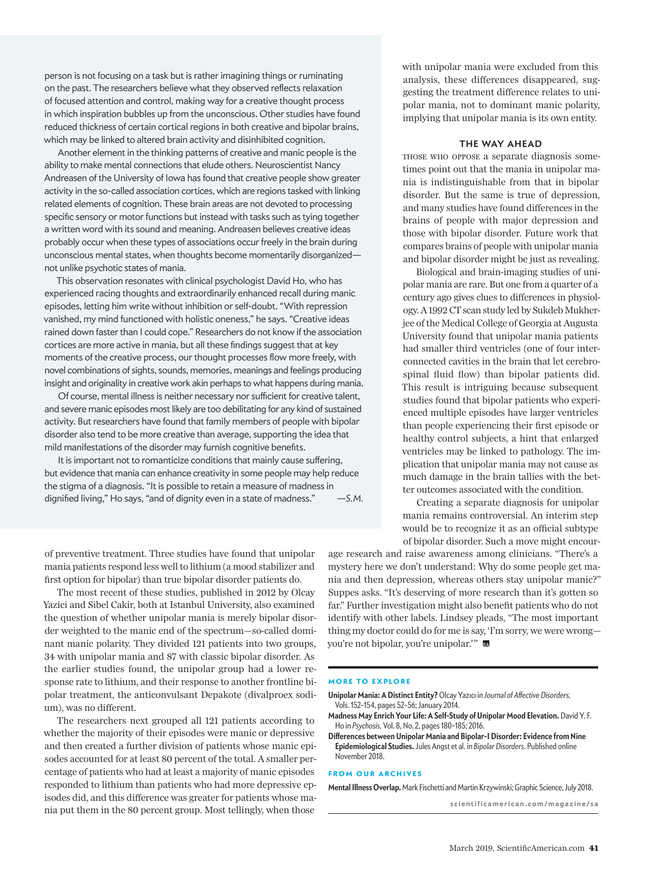person is not focusing on a task but is rather imagining things or ruminating on the past. The researchers believe what they observed reflects relaxation of focused attention and control, making way for a creative thought process in which inspiration bubbles up from the unconscious. Other studies have found reduced thickness of certain cortical regions in both creative and bipolar brains, which may be linked to altered brain activity and disinhibited cognition.

Another element in the thinking patterns of creative and manic people is the ability to make mental connections that elude others. Neuroscientist Nancy Andreasen of the University of Iowa has found that creative people show greater activity in the so-called association cortices, which are regions tasked with linking related elements of cognition. These brain areas are not devoted to processing specific sensory or motor functions but instead with tasks such as tying together a written word with its sound and meaning. Andreasen believes creative ideas probably occur when these types of associations occur freely in the brain during unconscious mental states, when thoughts become momentarily disorganized—not unlike psychotic states of mania.

This observation resonates with clinical psychologist David Ho, who has experienced racing thoughts and extraordinarily enhanced recall during manic episodes, letting him write without inhibition or self-doubt. "With repression vanished, my mind functioned with holistic oneness," he says. "Creative ideas rained down faster than I could cope." Researchers do not know if the association cortices are more active in mania, but all these findings suggest that at key moments of the creative process, our thought processes flow more freely, with novel combinations of sights, sounds, memories, meanings and feelings producing insight and originality in creative work akin perhaps to what happens during mania.

Of course, mental illness is neither necessary nor sufficient for creative talent, and severe manic episodes most likely are too debilitating for any kind of sustained activity. But researchers have found that family members of people with bipolar disorder also tend to be more creative than average, supporting the idea that mild manifestations of the disorder may furnish cognitive benefits.

It is important not to romanticize conditions that mainly cause suffering, but evidence that mania can enhance creativity in some people may help reduce the stigma of a diagnosis. "It is possible to retain a measure of madness in dignified living," Ho says, "and of dignity even in a state of madness." —*S.M.*

of preventive treatment. Three studies have found that unipolar mania patients respond less well to lithium (a mood stabilizer and first option for bipolar) than true bipolar disorder patients do.

The most recent of these studies, published in 2012 by Olcay Yazici and Sibel Cakir, both at Istanbul University, also examined the question of whether unipolar mania is merely bipolar disorder weighted to the manic end of the spectrum—so-called dominant manic polarity. They divided 121 patients into two groups, 34 with unipolar mania and 87 with classic bipolar disorder. As the earlier studies found, the unipolar group had a lower response rate to lithium, and their response to another frontline bipolar treatment, the anticonvulsant Depakote (divalproex sodium), was no different.

The researchers next grouped all 121 patients according to whether the majority of their episodes were manic or depressive and then created a further division of patients whose manic episodes accounted for at least 80 percent of the total. A smaller percentage of patients who had at least a majority of manic episodes responded to lithium than patients who had more depressive episodes did, and this difference was greater for patients whose mania put them in the 80 percent group. Most tellingly, when those with unipolar mania were excluded from this analysis, these differences disappeared, suggesting the treatment difference relates to unipolar mania, not to dominant manic polarity, implying that unipolar mania is its own entity.

## THE WAY AHEAD

THOSE WHO OPPOSE a separate diagnosis sometimes point out that the mania in unipolar mania is indistinguishable from that in bipolar disorder. But the same is true of depression, and many studies have found differences in the brains of people with major depression and those with bipolar disorder. Future work that compares brains of people with unipolar mania and bipolar disorder might be just as revealing.

Biological and brain-imaging studies of unipolar mania are rare. But one from a quarter of a century ago gives clues to differences in physiology. A 1992 CT scan study led by Sukdeb Mukherjee of the Medical College of Georgia at Augusta University found that unipolar mania patients had smaller third ventricles (one of four interconnected cavities in the brain that let cerebrospinal fluid flow) than bipolar patients did. This result is intriguing because subsequent studies found that bipolar patients who experienced multiple episodes have larger ventricles than people experiencing their first episode or healthy control subjects, a hint that enlarged ventricles may be linked to pathology. The implication that unipolar mania may not cause as much damage in the brain tallies with the better outcomes associated with the condition.

Creating a separate diagnosis for unipolar mania remains controversial. An interim step would be to recognize it as an official subtype of bipolar disorder. Such a move might encourage research and raise awareness among clinicians. "There's a mystery here we don't understand: Why do some people get mania and then depression, whereas others stay unipolar manic?" Suppes asks. "It's deserving of more research than it's gotten so far." Further investigation might also benefit patients who do not identify with other labels. Lindsey pleads, "The most important thing my doctor could do for me is say, 'I'm sorry, we were wrong—you're not bipolar, you're unipolar.'"

### MORE TO EXPLORE

**Unipolar Mania: A Distinct Entity?** Olcay Yazıcı in *Journal of Affective Disorders,* Vols. 152–154, pages 52–56; January 2014.

**Madness May Enrich Your Life: A Self-Study of Unipolar Mood Elevation.** David Y. F. Ho in *Psychosis,* Vol. 8, No. 2, pages 180–185; 2016.

**Differences between Unipolar Mania and Bipolar-I Disorder: Evidence from Nine Epidemiological Studies.** Jules Angst et al. in *Bipolar Disorders*. Published online November 2018.

### FROM OUR ARCHIVES

**Mental Illness Overlap.** Mark Fischetti and Martin Krzywinski; Graphic Science, July 2018.

scientificamerican.com/magazine/sa